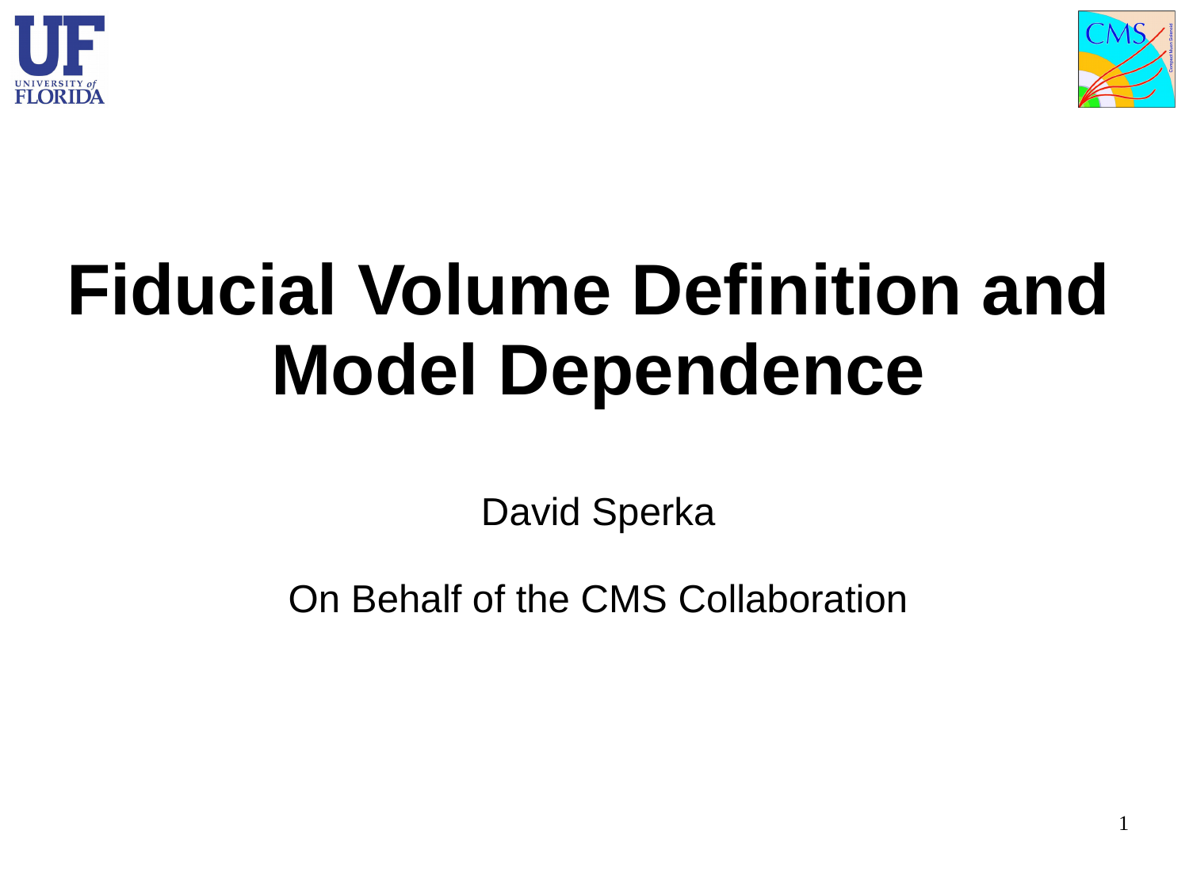# Fiducial Volume Definition and Model Dependence

David Sperka

On Behalf of the CMS Collaboration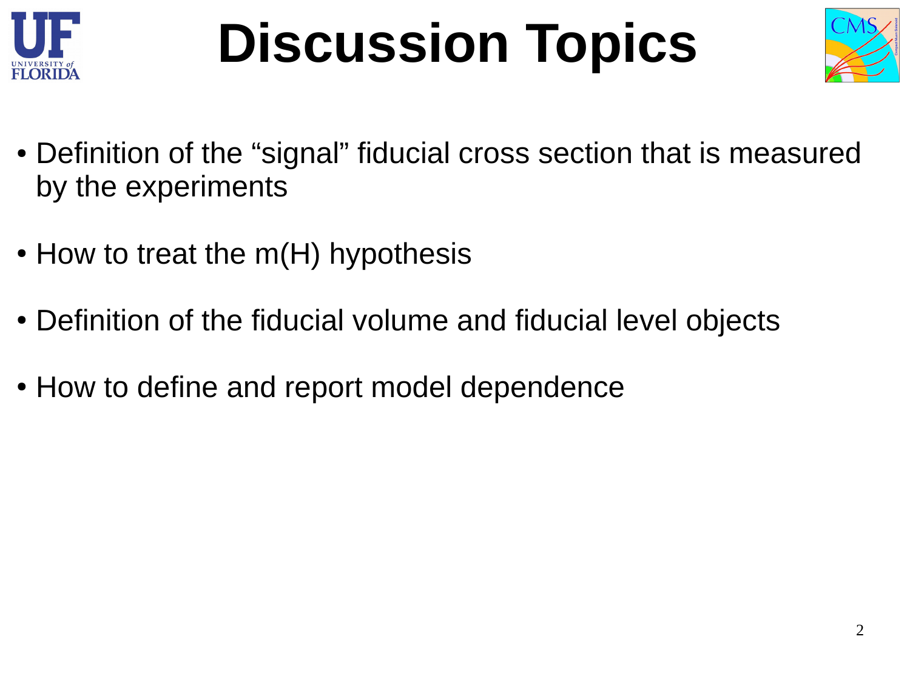# Discussion Topics

- Definition of the “signal” fiducial cross section that is measured by the experiments
- How to treat the m(H) hypothesis
- Definition of the fiducial volume and fiducial level objects
- How to define and report model dependence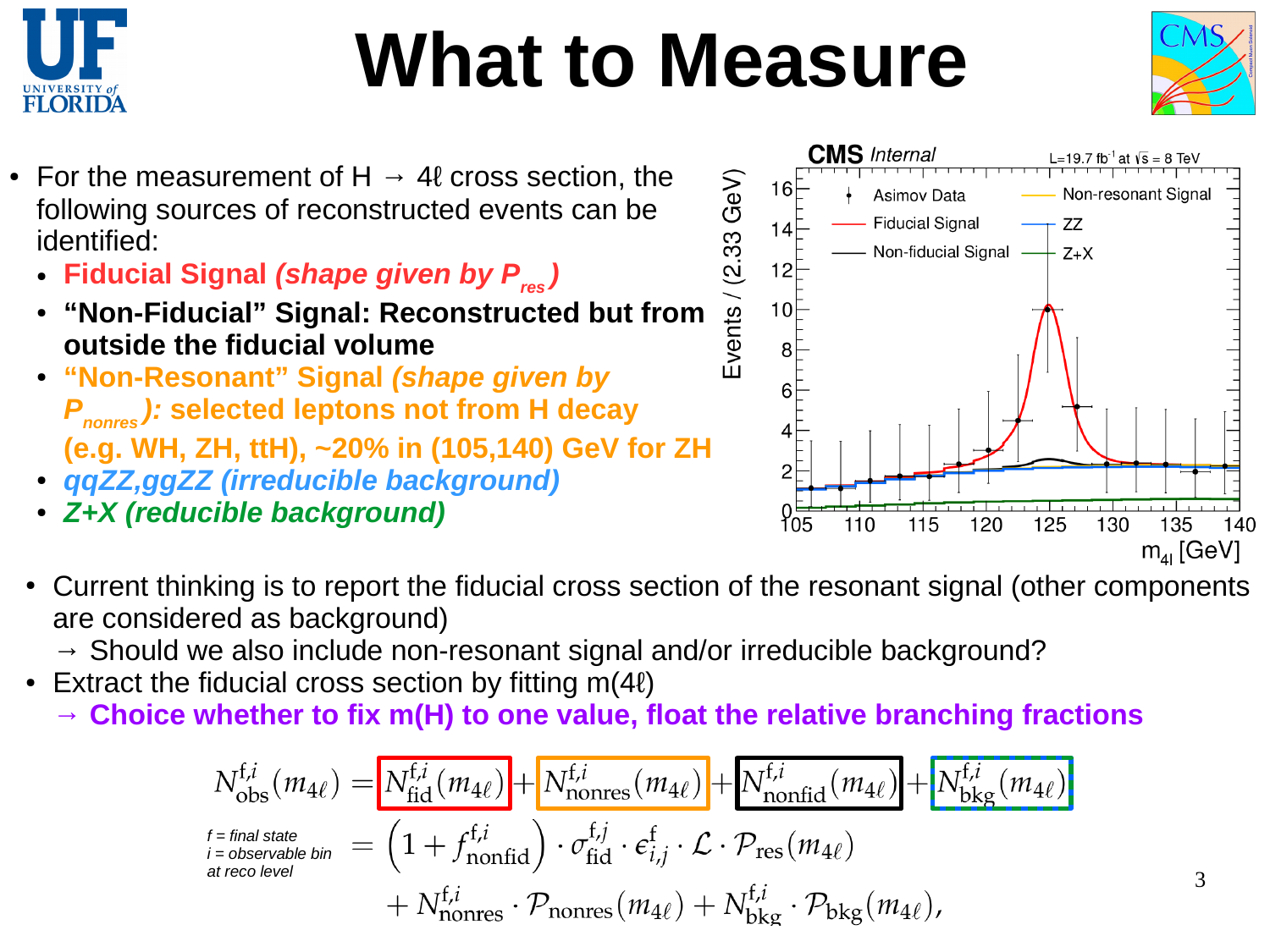# What to Measure

- For the measurement of H → 4ℓ cross section, the following sources of reconstructed events can be identified:
  - **Fiducial Signal *(shape given by $P_{res}$)***
  - **"Non-Fiducial" Signal: Reconstructed but from outside the fiducial volume**
  - **"Non-Resonant" Signal *(shape given by $P_{nonres}$)*: selected leptons not from H decay (e.g. WH, ZH, ttH), ~20% in (105,140) GeV for ZH**
  - ***qqZZ,ggZZ (irreducible background)***
  - ***Z+X (reducible background)***

- Current thinking is to report the fiducial cross section of the resonant signal (other components are considered as background)
  → Should we also include non-resonant signal and/or irreducible background?
- Extract the fiducial cross section by fitting m(4ℓ)
  → **Choice whether to fix m(H) to one value, float the relative branching fractions**

$$N_{\rm obs}^{{\rm f},i}(m_{4\ell}) = N_{\rm fid}^{{\rm f},i}(m_{4\ell}) + N_{\rm nonres}^{{\rm f},i}(m_{4\ell}) + N_{\rm nonfid}^{{\rm f},i}(m_{4\ell}) + N_{\rm bkg}^{{\rm f},i}(m_{4\ell})$$

$$= \left(1 + f_{\rm nonfid}^{{\rm f},i}\right) \cdot \sigma_{\rm fid}^{{\rm f},j} \cdot \epsilon_{i,j}^{\rm f} \cdot \mathcal{L} \cdot \mathcal{P}_{\rm res}(m_{4\ell})$$

$$+ N_{\rm nonres}^{{\rm f},i} \cdot \mathcal{P}_{\rm nonres}(m_{4\ell}) + N_{\rm bkg}^{{\rm f},i} \cdot \mathcal{P}_{\rm bkg}(m_{4\ell}),$$

*f = final state*
*i = observable bin at reco level*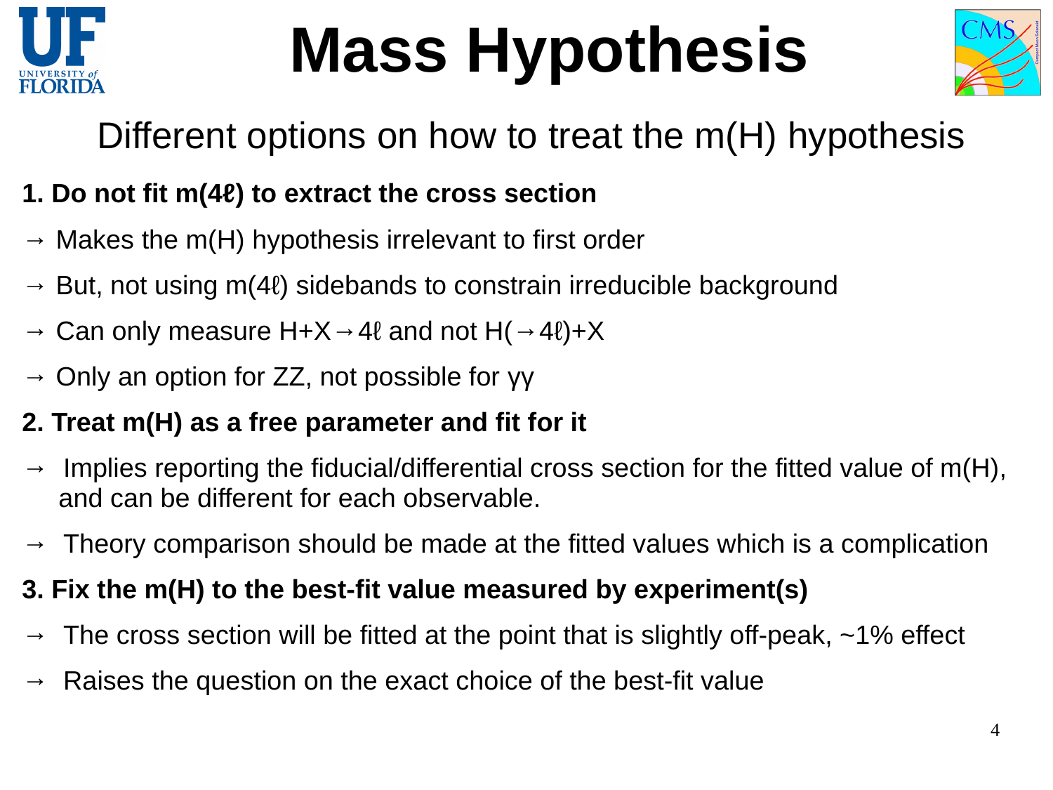# Mass Hypothesis

Different options on how to treat the m(H) hypothesis

**1. Do not fit m(4ℓ) to extract the cross section**

→ Makes the m(H) hypothesis irrelevant to first order

→ But, not using m(4ℓ) sidebands to constrain irreducible background

→ Can only measure H+X→4ℓ and not H(→4ℓ)+X

→ Only an option for ZZ, not possible for γγ

**2. Treat m(H) as a free parameter and fit for it**

→ Implies reporting the fiducial/differential cross section for the fitted value of m(H), and can be different for each observable.

→ Theory comparison should be made at the fitted values which is a complication

**3. Fix the m(H) to the best-fit value measured by experiment(s)**

→ The cross section will be fitted at the point that is slightly off-peak, ~1% effect

→ Raises the question on the exact choice of the best-fit value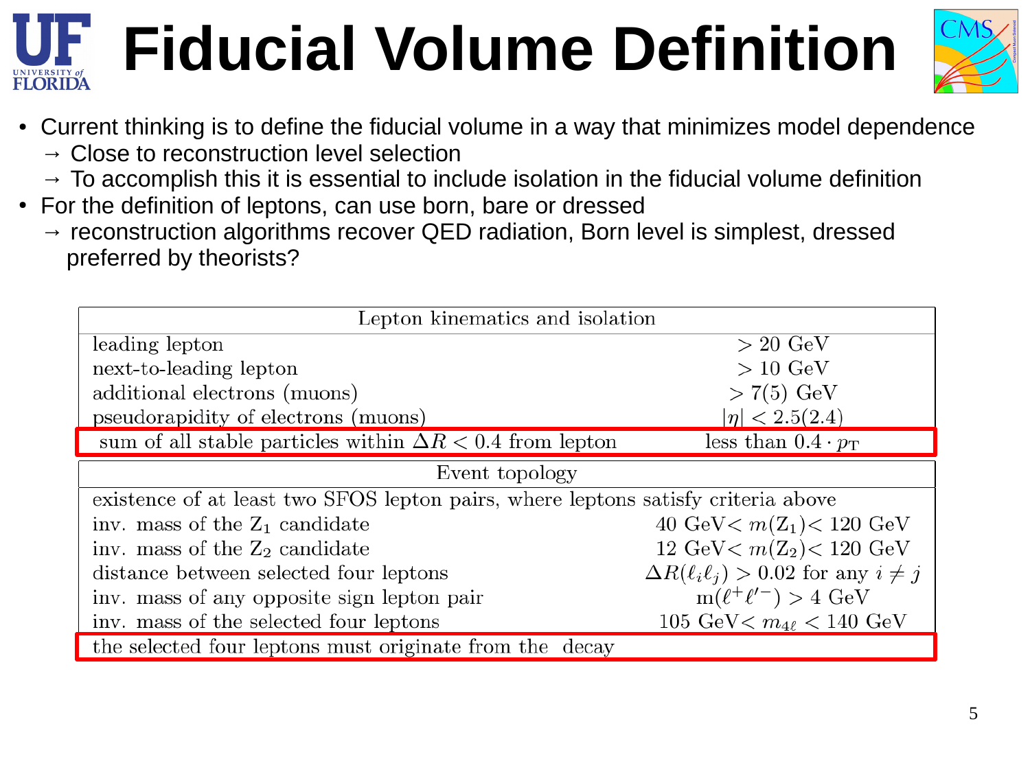# Fiducial Volume Definition

- Current thinking is to define the fiducial volume in a way that minimizes model dependence
  - → Close to reconstruction level selection
  - → To accomplish this it is essential to include isolation in the fiducial volume definition
- For the definition of leptons, can use born, bare or dressed
  - → reconstruction algorithms recover QED radiation, Born level is simplest, dressed preferred by theorists?

| Lepton kinematics and isolation | |
|---|---|
| leading lepton | $> 20$ GeV |
| next-to-leading lepton | $> 10$ GeV |
| additional electrons (muons) | $> 7(5)$ GeV |
| pseudorapidity of electrons (muons) | $\lvert\eta\rvert < 2.5(2.4)$ |
| sum of all stable particles within $\Delta R < 0.4$ from lepton | less than $0.4 \cdot p_{\mathrm{T}}$ |
| **Event topology** | |
| existence of at least two SFOS lepton pairs, where leptons satisfy criteria above | |
| inv. mass of the $Z_1$ candidate | $40\ \mathrm{GeV} < m(Z_1) < 120\ \mathrm{GeV}$ |
| inv. mass of the $Z_2$ candidate | $12\ \mathrm{GeV} < m(Z_2) < 120\ \mathrm{GeV}$ |
| distance between selected four leptons | $\Delta R(\ell_i \ell_j) > 0.02$ for any $i \neq j$ |
| inv. mass of any opposite sign lepton pair | $\mathrm{m}(\ell^+\ell'^-) > 4$ GeV |
| inv. mass of the selected four leptons | $105\ \mathrm{GeV} < m_{4\ell} < 140\ \mathrm{GeV}$ |
| the selected four leptons must originate from the decay | |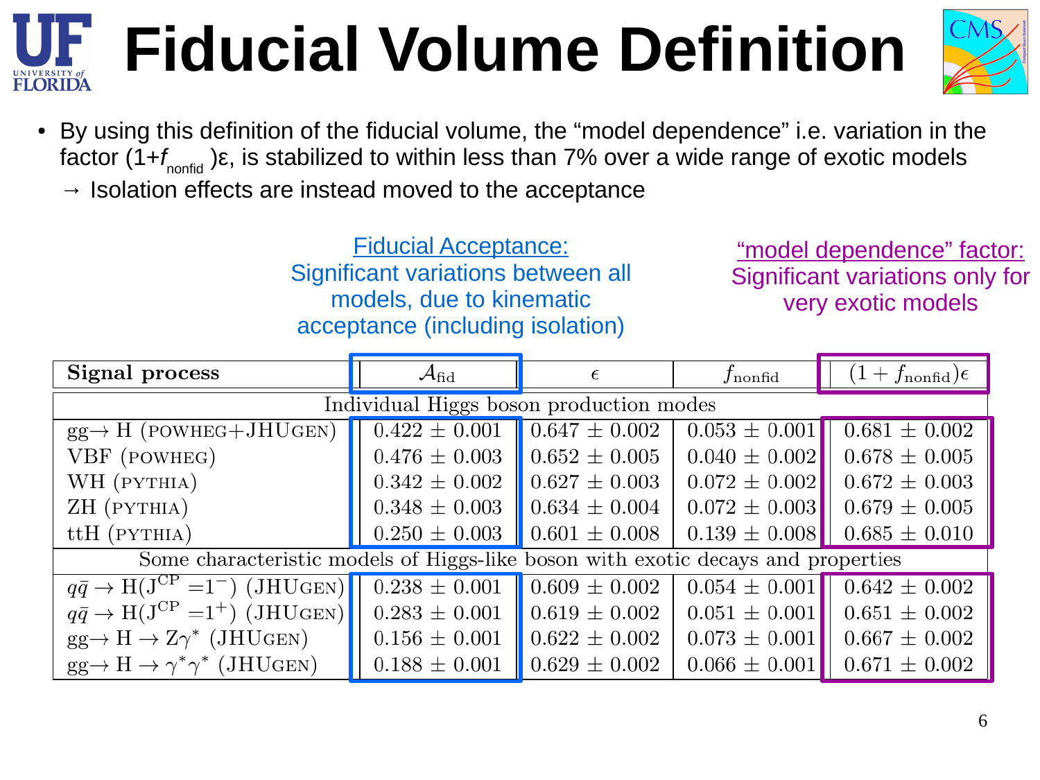# Fiducial Volume Definition

- By using this definition of the fiducial volume, the "model dependence" i.e. variation in the factor $(1+f_{\text{nonfid}})\varepsilon$, is stabilized to within less than 7% over a wide range of exotic models
  - → Isolation effects are instead moved to the acceptance

Fiducial Acceptance: Significant variations between all models, due to kinematic acceptance (including isolation)

"model dependence" factor: Significant variations only for very exotic models

| Signal process | $\mathcal{A}_{\text{fid}}$ | $\epsilon$ | $f_{\text{nonfid}}$ | $(1+f_{\text{nonfid}})\epsilon$ |
|---|---|---|---|---|
| Individual Higgs boson production modes | | | | |
| gg→ H (POWHEG+JHUGEN) | $0.422 \pm 0.001$ | $0.647 \pm 0.002$ | $0.053 \pm 0.001$ | $0.681 \pm 0.002$ |
| VBF (POWHEG) | $0.476 \pm 0.003$ | $0.652 \pm 0.005$ | $0.040 \pm 0.002$ | $0.678 \pm 0.005$ |
| WH (PYTHIA) | $0.342 \pm 0.002$ | $0.627 \pm 0.003$ | $0.072 \pm 0.002$ | $0.672 \pm 0.003$ |
| ZH (PYTHIA) | $0.348 \pm 0.003$ | $0.634 \pm 0.004$ | $0.072 \pm 0.003$ | $0.679 \pm 0.005$ |
| ttH (PYTHIA) | $0.250 \pm 0.003$ | $0.601 \pm 0.008$ | $0.139 \pm 0.008$ | $0.685 \pm 0.010$ |
| Some characteristic models of Higgs-like boson with exotic decays and properties | | | | |
| $q\bar{q} \to \text{H}(\text{J}^{\text{CP}}=1^-)$ (JHUGEN) | $0.238 \pm 0.001$ | $0.609 \pm 0.002$ | $0.054 \pm 0.001$ | $0.642 \pm 0.002$ |
| $q\bar{q} \to \text{H}(\text{J}^{\text{CP}}=1^+)$ (JHUGEN) | $0.283 \pm 0.001$ | $0.619 \pm 0.002$ | $0.051 \pm 0.001$ | $0.651 \pm 0.002$ |
| gg→ H → $\text{Z}\gamma^*$ (JHUGEN) | $0.156 \pm 0.001$ | $0.622 \pm 0.002$ | $0.073 \pm 0.001$ | $0.667 \pm 0.002$ |
| gg→ H → $\gamma^*\gamma^*$ (JHUGEN) | $0.188 \pm 0.001$ | $0.629 \pm 0.002$ | $0.066 \pm 0.001$ | $0.671 \pm 0.002$ |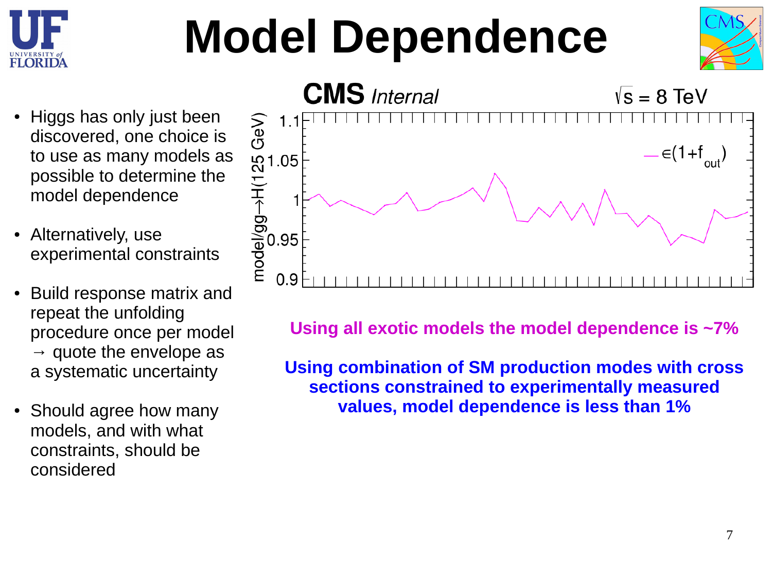# Model Dependence

- Higgs has only just been discovered, one choice is to use as many models as possible to determine the model dependence
- Alternatively, use experimental constraints
- Build response matrix and repeat the unfolding procedure once per model → quote the envelope as a systematic uncertainty
- Should agree how many models, and with what constraints, should be considered

CMS *Internal*

$\sqrt{s}$ = 8 TeV

model/gg→H(125 GeV)

1.1
1.05
1
0.95
0.9

$\epsilon(1+f_{out})$

**Using all exotic models the model dependence is ~7%**

**Using combination of SM production modes with cross sections constrained to experimentally measured values, model dependence is less than 1%**